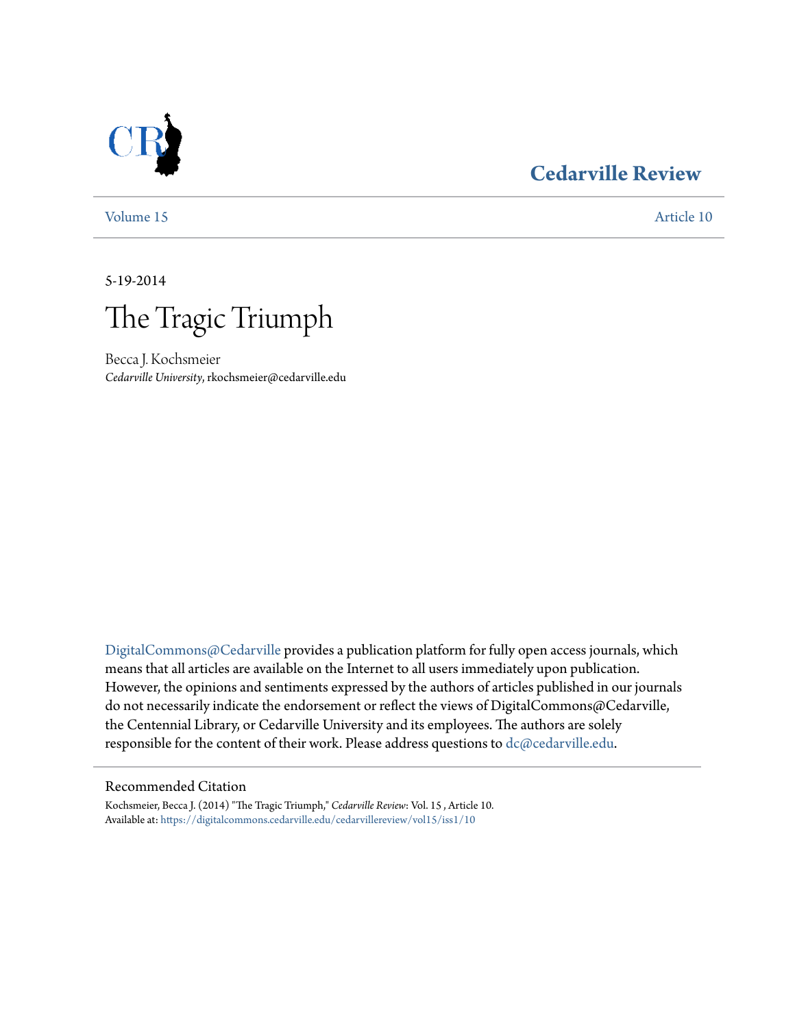# Cedarville Review

Volume 15 | Article 10

5-19-2014

# The Tragic Triumph

Becca J. Kochsmeier
*Cedarville University*, rkochsmeier@cedarville.edu

DigitalCommons@Cedarville provides a publication platform for fully open access journals, which means that all articles are available on the Internet to all users immediately upon publication. However, the opinions and sentiments expressed by the authors of articles published in our journals do not necessarily indicate the endorsement or reflect the views of DigitalCommons@Cedarville, the Centennial Library, or Cedarville University and its employees. The authors are solely responsible for the content of their work. Please address questions to dc@cedarville.edu.

## Recommended Citation

Kochsmeier, Becca J. (2014) "The Tragic Triumph," *Cedarville Review*: Vol. 15 , Article 10.
Available at: https://digitalcommons.cedarville.edu/cedarvillereview/vol15/iss1/10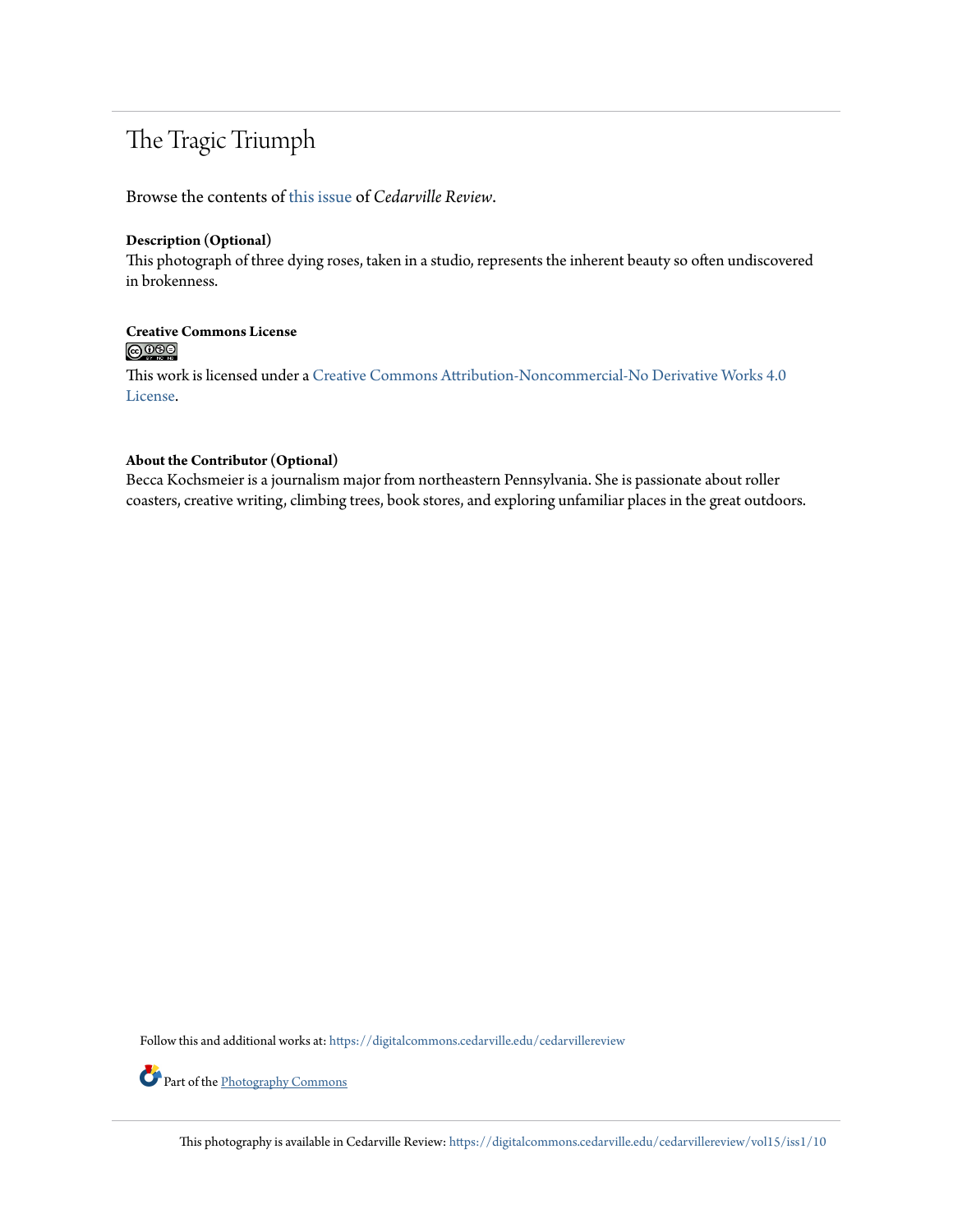# The Tragic Triumph

Browse the contents of this issue of *Cedarville Review*.

**Description (Optional)**

This photograph of three dying roses, taken in a studio, represents the inherent beauty so often undiscovered in brokenness.

**Creative Commons License**

This work is licensed under a Creative Commons Attribution-Noncommercial-No Derivative Works 4.0 License.

**About the Contributor (Optional)**

Becca Kochsmeier is a journalism major from northeastern Pennsylvania. She is passionate about roller coasters, creative writing, climbing trees, book stores, and exploring unfamiliar places in the great outdoors.

Follow this and additional works at: https://digitalcommons.cedarville.edu/cedarvillereview

Part of the Photography Commons

This photography is available in Cedarville Review: https://digitalcommons.cedarville.edu/cedarvillereview/vol15/iss1/10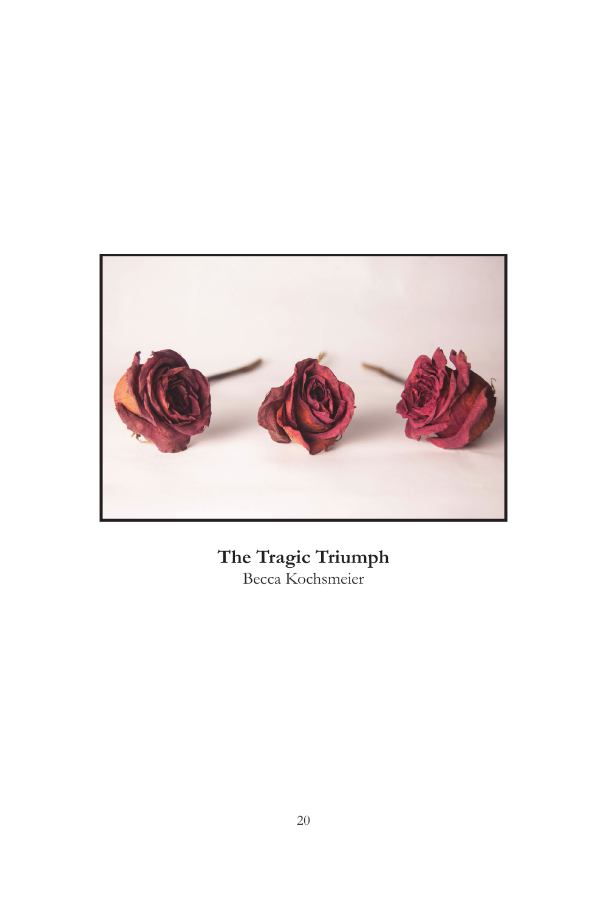**The Tragic Triumph**
Becca Kochsmeier